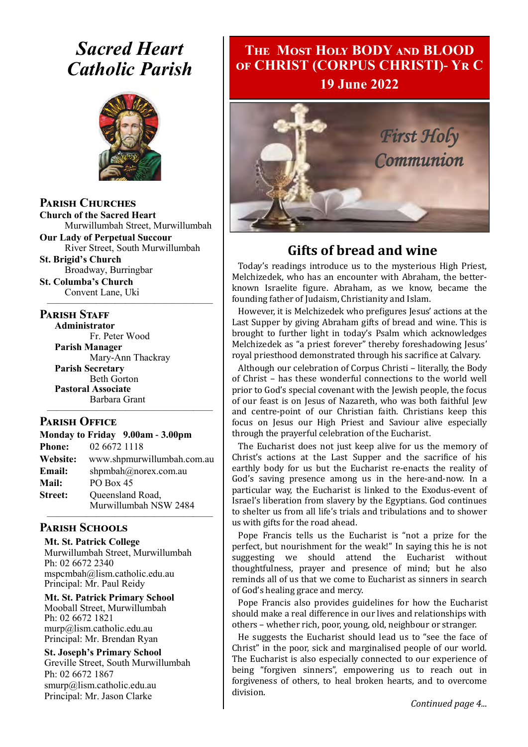# Sacred Heart Catholic Parish

## Parish Churches

**Church of the Sacred Heart**
Murwillumbah Street, Murwillumbah

**Our Lady of Perpetual Succour**
River Street, South Murwillumbah

**St. Brigid's Church**
Broadway, Burringbar

**St. Columba's Church**
Convent Lane, Uki

## Parish Staff

**Administrator**
Fr. Peter Wood

**Parish Manager**
Mary-Ann Thackray

**Parish Secretary**
Beth Gorton

**Pastoral Associate**
Barbara Grant

## Parish Office

**Monday to Friday 9.00am - 3.00pm**

**Phone:** 02 6672 1118
**Website:** www.shpmurwillumbah.com.au
**Email:** shpmbah@norex.com.au
**Mail:** PO Box 45
**Street:** Queensland Road, Murwillumbah NSW 2484

## Parish Schools

**Mt. St. Patrick College**
Murwillumbah Street, Murwillumbah
Ph: 02 6672 2340
mspcmbah@lism.catholic.edu.au
Principal: Mr. Paul Reidy

**Mt. St. Patrick Primary School**
Mooball Street, Murwillumbah
Ph: 02 6672 1821
murp@lism.catholic.edu.au
Principal: Mr. Brendan Ryan

**St. Joseph's Primary School**
Greville Street, South Murwillumbah
Ph: 02 6672 1867
smurp@lism.catholic.edu.au
Principal: Mr. Jason Clarke

# The Most Holy BODY and BLOOD of CHRIST (CORPUS CHRISTI)- Yr C

**19 June 2022**

First Holy Communion

## Gifts of bread and wine

Today's readings introduce us to the mysterious High Priest, Melchizedek, who has an encounter with Abraham, the better-known Israelite figure. Abraham, as we know, became the founding father of Judaism, Christianity and Islam.

However, it is Melchizedek who prefigures Jesus' actions at the Last Supper by giving Abraham gifts of bread and wine. This is brought to further light in today's Psalm which acknowledges Melchizedek as "a priest forever" thereby foreshadowing Jesus' royal priesthood demonstrated through his sacrifice at Calvary.

Although our celebration of Corpus Christi – literally, the Body of Christ – has these wonderful connections to the world well prior to God's special covenant with the Jewish people, the focus of our feast is on Jesus of Nazareth, who was both faithful Jew and centre-point of our Christian faith. Christians keep this focus on Jesus our High Priest and Saviour alive especially through the prayerful celebration of the Eucharist.

The Eucharist does not just keep alive for us the memory of Christ's actions at the Last Supper and the sacrifice of his earthly body for us but the Eucharist re-enacts the reality of God's saving presence among us in the here-and-now. In a particular way, the Eucharist is linked to the Exodus-event of Israel's liberation from slavery by the Egyptians. God continues to shelter us from all life's trials and tribulations and to shower us with gifts for the road ahead.

Pope Francis tells us the Eucharist is "not a prize for the perfect, but nourishment for the weak!" In saying this he is not suggesting we should attend the Eucharist without thoughtfulness, prayer and presence of mind; but he also reminds all of us that we come to Eucharist as sinners in search of God's healing grace and mercy.

Pope Francis also provides guidelines for how the Eucharist should make a real difference in our lives and relationships with others – whether rich, poor, young, old, neighbour or stranger.

He suggests the Eucharist should lead us to "see the face of Christ" in the poor, sick and marginalised people of our world. The Eucharist is also especially connected to our experience of being "forgiven sinners", empowering us to reach out in forgiveness of others, to heal broken hearts, and to overcome division.

*Continued page 4...*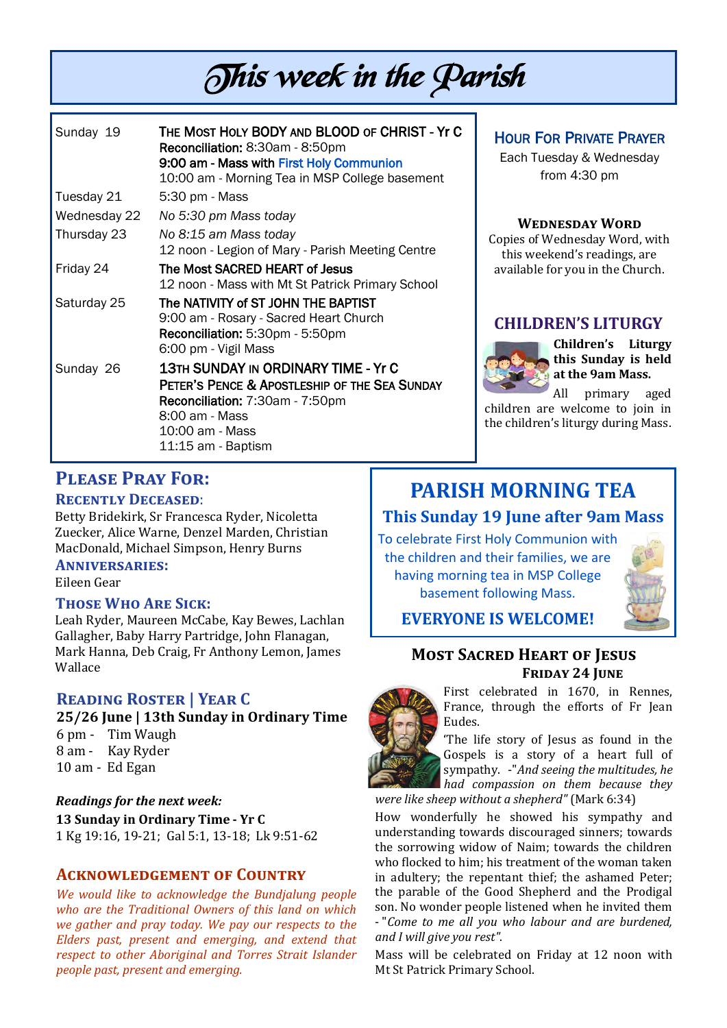# This week in the Parish

| | |
|---|---|
| Sunday 19 | **The Most Holy Body and Blood of Christ - Yr C**<br>**Reconciliation:** 8:30am - 8:50pm<br>**9:00 am - Mass with First Holy Communion**<br>10:00 am - Morning Tea in MSP College basement |
| Tuesday 21 | 5:30 pm - Mass |
| Wednesday 22 | *No 5:30 pm Mass today* |
| Thursday 23 | *No 8:15 am Mass today*<br>12 noon - Legion of Mary - Parish Meeting Centre |
| Friday 24 | **The Most Sacred Heart of Jesus**<br>12 noon - Mass with Mt St Patrick Primary School |
| Saturday 25 | **The Nativity of St John the Baptist**<br>9:00 am - Rosary - Sacred Heart Church<br>**Reconciliation:** 5:30pm - 5:50pm<br>6:00 pm - Vigil Mass |
| Sunday 26 | **13th Sunday in Ordinary Time - Yr C**<br>**Peter's Pence & Apostleship of the Sea Sunday**<br>**Reconciliation:** 7:30am - 7:50pm<br>8:00 am - Mass<br>10:00 am - Mass<br>11:15 am - Baptism |

## Hour For Private Prayer

Each Tuesday & Wednesday from 4:30 pm

### Wednesday Word

Copies of Wednesday Word, with this weekend's readings, are available for you in the Church.

## Children's Liturgy

**Children's Liturgy this Sunday is held at the 9am Mass.**

All primary aged children are welcome to join in the children's liturgy during Mass.

## Please Pray For:

### Recently Deceased:

Betty Bridekirk, Sr Francesca Ryder, Nicoletta Zuecker, Alice Warne, Denzel Marden, Christian MacDonald, Michael Simpson, Henry Burns

### Anniversaries:

Eileen Gear

### Those Who Are Sick:

Leah Ryder, Maureen McCabe, Kay Bewes, Lachlan Gallagher, Baby Harry Partridge, John Flanagan, Mark Hanna, Deb Craig, Fr Anthony Lemon, James Wallace

## Reading Roster | Year C

**25/26 June | 13th Sunday in Ordinary Time**

6 pm - Tim Waugh
8 am - Kay Ryder
10 am - Ed Egan

***Readings for the next week:***

**13 Sunday in Ordinary Time - Yr C**

1 Kg 19:16, 19-21; Gal 5:1, 13-18; Lk 9:51-62

## Acknowledgement of Country

*We would like to acknowledge the Bundjalung people who are the Traditional Owners of this land on which we gather and pray today. We pay our respects to the Elders past, present and emerging, and extend that respect to other Aboriginal and Torres Strait Islander people past, present and emerging.*

## Parish Morning Tea

### This Sunday 19 June after 9am Mass

To celebrate First Holy Communion with the children and their families, we are having morning tea in MSP College basement following Mass.

**EVERYONE IS WELCOME!**

## Most Sacred Heart of Jesus

### Friday 24 June

First celebrated in 1670, in Rennes, France, through the efforts of Fr Jean Eudes.

'The life story of Jesus as found in the Gospels is a story of a heart full of sympathy. -"*And seeing the multitudes, he had compassion on them because they were like sheep without a shepherd"* (Mark 6:34)

How wonderfully he showed his sympathy and understanding towards discouraged sinners; towards the sorrowing widow of Naim; towards the children who flocked to him; his treatment of the woman taken in adultery; the repentant thief; the ashamed Peter; the parable of the Good Shepherd and the Prodigal son. No wonder people listened when he invited them - "*Come to me all you who labour and are burdened, and I will give you rest".*

Mass will be celebrated on Friday at 12 noon with Mt St Patrick Primary School.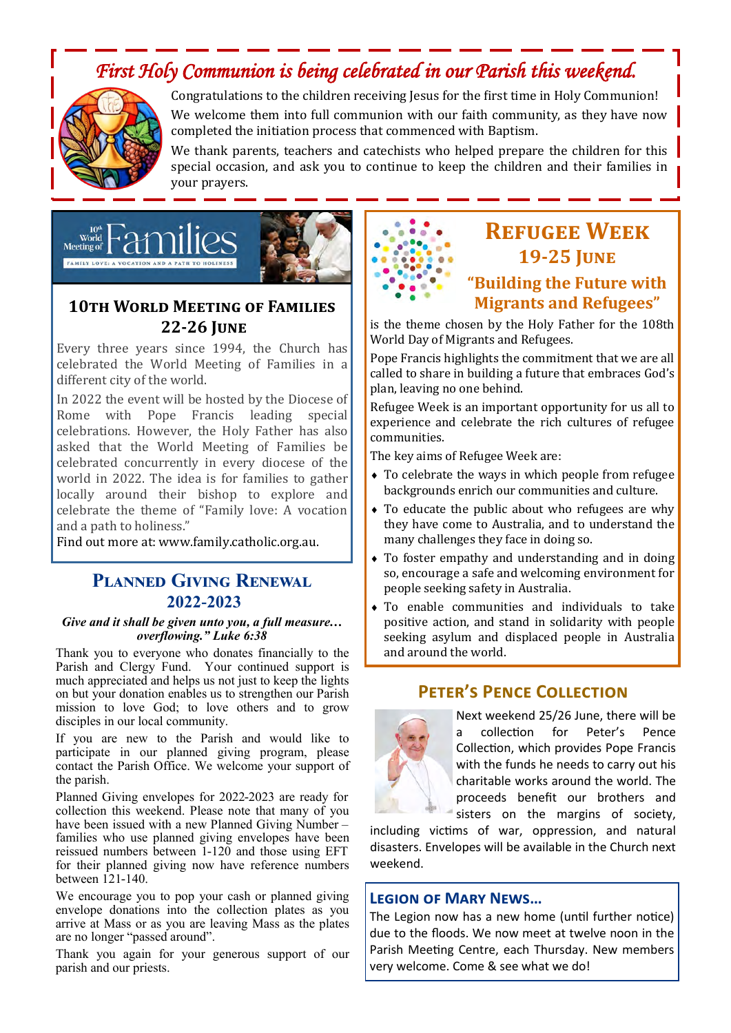## *First Holy Communion is being celebrated in our Parish this weekend.*

Congratulations to the children receiving Jesus for the first time in Holy Communion! We welcome them into full communion with our faith community, as they have now completed the initiation process that commenced with Baptism.

We thank parents, teachers and catechists who helped prepare the children for this special occasion, and ask you to continue to keep the children and their families in your prayers.

## 10th World Meeting of Families 22-26 June

Every three years since 1994, the Church has celebrated the World Meeting of Families in a different city of the world.

In 2022 the event will be hosted by the Diocese of Rome with Pope Francis leading special celebrations. However, the Holy Father has also asked that the World Meeting of Families be celebrated concurrently in every diocese of the world in 2022. The idea is for families to gather locally around their bishop to explore and celebrate the theme of "Family love: A vocation and a path to holiness."

Find out more at: www.family.catholic.org.au.

## Planned Giving Renewal 2022-2023

***Give and it shall be given unto you, a full measure… overflowing." Luke 6:38***

Thank you to everyone who donates financially to the Parish and Clergy Fund. Your continued support is much appreciated and helps us not just to keep the lights on but your donation enables us to strengthen our Parish mission to love God; to love others and to grow disciples in our local community.

If you are new to the Parish and would like to participate in our planned giving program, please contact the Parish Office. We welcome your support of the parish.

Planned Giving envelopes for 2022-2023 are ready for collection this weekend. Please note that many of you have been issued with a new Planned Giving Number – families who use planned giving envelopes have been reissued numbers between 1-120 and those using EFT for their planned giving now have reference numbers between 121-140.

We encourage you to pop your cash or planned giving envelope donations into the collection plates as you arrive at Mass or as you are leaving Mass as the plates are no longer "passed around".

Thank you again for your generous support of our parish and our priests.

## Refugee Week 19-25 June

### "Building the Future with Migrants and Refugees"

is the theme chosen by the Holy Father for the 108th World Day of Migrants and Refugees.

Pope Francis highlights the commitment that we are all called to share in building a future that embraces God's plan, leaving no one behind.

Refugee Week is an important opportunity for us all to experience and celebrate the rich cultures of refugee communities.

The key aims of Refugee Week are:

- To celebrate the ways in which people from refugee backgrounds enrich our communities and culture.
- To educate the public about who refugees are why they have come to Australia, and to understand the many challenges they face in doing so.
- To foster empathy and understanding and in doing so, encourage a safe and welcoming environment for people seeking safety in Australia.
- To enable communities and individuals to take positive action, and stand in solidarity with people seeking asylum and displaced people in Australia and around the world.

## Peter's Pence Collection

Next weekend 25/26 June, there will be a collection for Peter's Pence Collection, which provides Pope Francis with the funds he needs to carry out his charitable works around the world. The proceeds benefit our brothers and sisters on the margins of society, including victims of war, oppression, and natural disasters. Envelopes will be available in the Church next weekend.

## Legion of Mary News…

The Legion now has a new home (until further notice) due to the floods. We now meet at twelve noon in the Parish Meeting Centre, each Thursday. New members very welcome. Come & see what we do!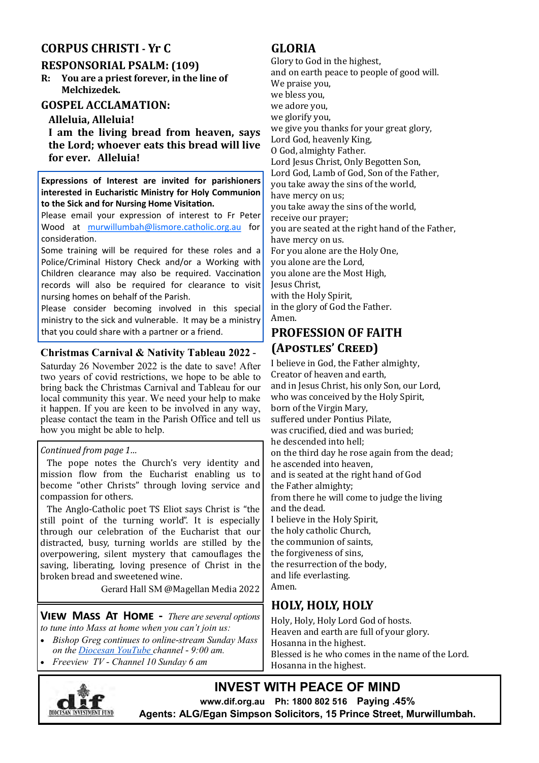## CORPUS CHRISTI - Yr C

### RESPONSORIAL PSALM: (109)

**R: You are a priest forever, in the line of Melchizedek.**

### GOSPEL ACCLAMATION:

**Alleluia, Alleluia!**
**I am the living bread from heaven, says the Lord; whoever eats this bread will live for ever. Alleluia!**

**Expressions of Interest are invited for parishioners interested in Eucharistic Ministry for Holy Communion to the Sick and for Nursing Home Visitation.**
Please email your expression of interest to Fr Peter Wood at murwillumbah@lismore.catholic.org.au for consideration.
Some training will be required for these roles and a Police/Criminal History Check and/or a Working with Children clearance may also be required. Vaccination records will also be required for clearance to visit nursing homes on behalf of the Parish.
Please consider becoming involved in this special ministry to the sick and vulnerable. It may be a ministry that you could share with a partner or a friend.

**Christmas Carnival & Nativity Tableau 2022** - Saturday 26 November 2022 is the date to save! After two years of covid restrictions, we hope to be able to bring back the Christmas Carnival and Tableau for our local community this year. We need your help to make it happen. If you are keen to be involved in any way, please contact the team in the Parish Office and tell us how you might be able to help.

*Continued from page 1…*

The pope notes the Church's very identity and mission flow from the Eucharist enabling us to become "other Christs" through loving service and compassion for others.

The Anglo-Catholic poet TS Eliot says Christ is "the still point of the turning world". It is especially through our celebration of the Eucharist that our distracted, busy, turning worlds are stilled by the overpowering, silent mystery that camouflages the saving, liberating, loving presence of Christ in the broken bread and sweetened wine.

Gerard Hall SM @Magellan Media 2022

**VIEW MASS AT HOME** - *There are several options to tune into Mass at home when you can't join us:*

- *Bishop Greg continues to online-stream Sunday Mass on the Diocesan YouTube channel - 9:00 am.*
- *Freeview TV - Channel 10 Sunday 6 am*

## GLORIA

Glory to God in the highest,
and on earth peace to people of good will.
We praise you,
we bless you,
we adore you,
we glorify you,
we give you thanks for your great glory,
Lord God, heavenly King,
O God, almighty Father.
Lord Jesus Christ, Only Begotten Son,
Lord God, Lamb of God, Son of the Father,
you take away the sins of the world,
have mercy on us;
you take away the sins of the world,
receive our prayer;
you are seated at the right hand of the Father,
have mercy on us.
For you alone are the Holy One,
you alone are the Lord,
you alone are the Most High,
Jesus Christ,
with the Holy Spirit,
in the glory of God the Father.
Amen.

## PROFESSION OF FAITH (APOSTLES' CREED)

I believe in God, the Father almighty,
Creator of heaven and earth,
and in Jesus Christ, his only Son, our Lord,
who was conceived by the Holy Spirit,
born of the Virgin Mary,
suffered under Pontius Pilate,
was crucified, died and was buried;
he descended into hell;
on the third day he rose again from the dead;
he ascended into heaven,
and is seated at the right hand of God
the Father almighty;
from there he will come to judge the living
and the dead.
I believe in the Holy Spirit,
the holy catholic Church,
the communion of saints,
the forgiveness of sins,
the resurrection of the body,
and life everlasting.
Amen.

## HOLY, HOLY, HOLY

Holy, Holy, Holy Lord God of hosts.
Heaven and earth are full of your glory.
Hosanna in the highest.
Blessed is he who comes in the name of the Lord.
Hosanna in the highest.

DIOCESAN INVESTMENT FUND

**INVEST WITH PEACE OF MIND**
**www.dif.org.au Ph: 1800 802 516 Paying .45%**
**Agents: ALG/Egan Simpson Solicitors, 15 Prince Street, Murwillumbah.**